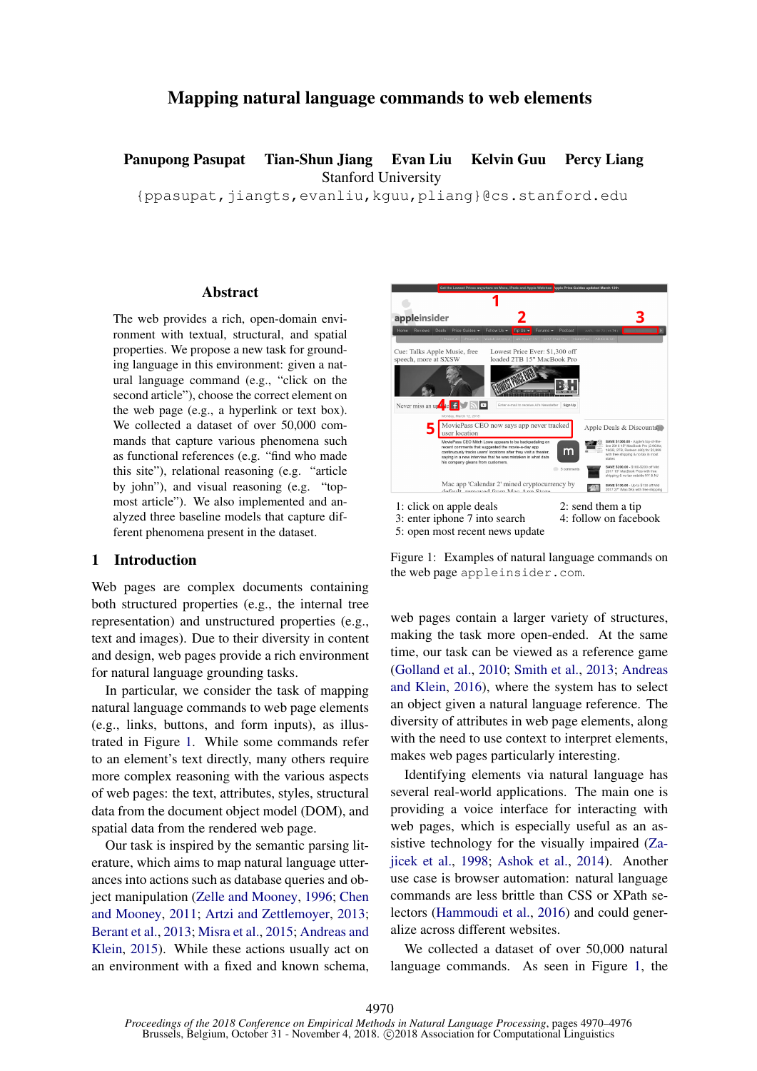# Mapping natural language commands to web elements

**Panupong Pasupat Tian-Shun Jiang Evan Liu Kelvin Guu Percy Liang**
Stanford University
{ppasupat,jiangts,evanliu,kguu,pliang}@cs.stanford.edu

## Abstract

The web provides a rich, open-domain environment with textual, structural, and spatial properties. We propose a new task for grounding language in this environment: given a natural language command (e.g., "click on the second article"), choose the correct element on the web page (e.g., a hyperlink or text box). We collected a dataset of over 50,000 commands that capture various phenomena such as functional references (e.g. "find who made this site"), relational reasoning (e.g. "article by john"), and visual reasoning (e.g. "top-most article"). We also implemented and analyzed three baseline models that capture different phenomena present in the dataset.

## 1 Introduction

Web pages are complex documents containing both structured properties (e.g., the internal tree representation) and unstructured properties (e.g., text and images). Due to their diversity in content and design, web pages provide a rich environment for natural language grounding tasks.

In particular, we consider the task of mapping natural language commands to web page elements (e.g., links, buttons, and form inputs), as illustrated in Figure 1. While some commands refer to an element's text directly, many others require more complex reasoning with the various aspects of web pages: the text, attributes, styles, structural data from the document object model (DOM), and spatial data from the rendered web page.

Our task is inspired by the semantic parsing literature, which aims to map natural language utterances into actions such as database queries and object manipulation (Zelle and Mooney, 1996; Chen and Mooney, 2011; Artzi and Zettlemoyer, 2013; Berant et al., 2013; Misra et al., 2015; Andreas and Klein, 2015). While these actions usually act on an environment with a fixed and known schema, web pages contain a larger variety of structures, making the task more open-ended. At the same time, our task can be viewed as a reference game (Golland et al., 2010; Smith et al., 2013; Andreas and Klein, 2016), where the system has to select an object given a natural language reference. The diversity of attributes in web page elements, along with the need to use context to interpret elements, makes web pages particularly interesting.

1: click on apple deals
2: send them a tip
3: enter iphone 7 into search
4: follow on facebook
5: open most recent news update

Figure 1: Examples of natural language commands on the web page appleinsider.com.

Identifying elements via natural language has several real-world applications. The main one is providing a voice interface for interacting with web pages, which is especially useful as an assistive technology for the visually impaired (Zajicek et al., 1998; Ashok et al., 2014). Another use case is browser automation: natural language commands are less brittle than CSS or XPath selectors (Hammoudi et al., 2016) and could generalize across different websites.

We collected a dataset of over 50,000 natural language commands. As seen in Figure 1, the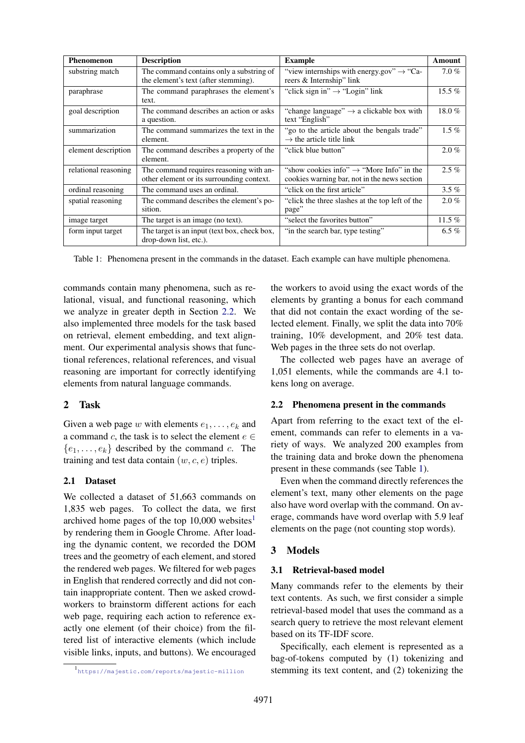| Phenomenon | Description | Example | Amount |
|---|---|---|---|
| substring match | The command contains only a substring of the element's text (after stemming). | "view internships with energy.gov" → "Careers & Internship" link | 7.0 % |
| paraphrase | The command paraphrases the element's text. | "click sign in" → "Login" link | 15.5 % |
| goal description | The command describes an action or asks a question. | "change language" → a clickable box with text "English" | 18.0 % |
| summarization | The command summarizes the text in the element. | "go to the article about the bengals trade" → the article title link | 1.5 % |
| element description | The command describes a property of the element. | "click blue button" | 2.0 % |
| relational reasoning | The command requires reasoning with another element or its surrounding context. | "show cookies info" → "More Info" in the cookies warning bar, not in the news section | 2.5 % |
| ordinal reasoning | The command uses an ordinal. | "click on the first article" | 3.5 % |
| spatial reasoning | The command describes the element's position. | "click the three slashes at the top left of the page" | 2.0 % |
| image target | The target is an image (no text). | "select the favorites button" | 11.5 % |
| form input target | The target is an input (text box, check box, drop-down list, etc.). | "in the search bar, type testing" | 6.5 % |

Table 1: Phenomena present in the commands in the dataset. Each example can have multiple phenomena.

commands contain many phenomena, such as relational, visual, and functional reasoning, which we analyze in greater depth in Section 2.2. We also implemented three models for the task based on retrieval, element embedding, and text alignment. Our experimental analysis shows that functional references, relational references, and visual reasoning are important for correctly identifying elements from natural language commands.

## 2 Task

Given a web page $w$ with elements $e_1, \ldots, e_k$ and a command $c$, the task is to select the element $e \in \{e_1, \ldots, e_k\}$ described by the command $c$. The training and test data contain $(w, c, e)$ triples.

### 2.1 Dataset

We collected a dataset of 51,663 commands on 1,835 web pages. To collect the data, we first archived home pages of the top 10,000 websites[1] by rendering them in Google Chrome. After loading the dynamic content, we recorded the DOM trees and the geometry of each element, and stored the rendered web pages. We filtered for web pages in English that rendered correctly and did not contain inappropriate content. Then we asked crowdworkers to brainstorm different actions for each web page, requiring each action to reference exactly one element (of their choice) from the filtered list of interactive elements (which include visible links, inputs, and buttons). We encouraged the workers to avoid using the exact words of the elements by granting a bonus for each command that did not contain the exact wording of the selected element. Finally, we split the data into 70% training, 10% development, and 20% test data. Web pages in the three sets do not overlap.

The collected web pages have an average of 1,051 elements, while the commands are 4.1 tokens long on average.

[1] https://majestic.com/reports/majestic-million

### 2.2 Phenomena present in the commands

Apart from referring to the exact text of the element, commands can refer to elements in a variety of ways. We analyzed 200 examples from the training data and broke down the phenomena present in these commands (see Table 1).

Even when the command directly references the element's text, many other elements on the page also have word overlap with the command. On average, commands have word overlap with 5.9 leaf elements on the page (not counting stop words).

## 3 Models

### 3.1 Retrieval-based model

Many commands refer to the elements by their text contents. As such, we first consider a simple retrieval-based model that uses the command as a search query to retrieve the most relevant element based on its TF-IDF score.

Specifically, each element is represented as a bag-of-tokens computed by (1) tokenizing and stemming its text content, and (2) tokenizing the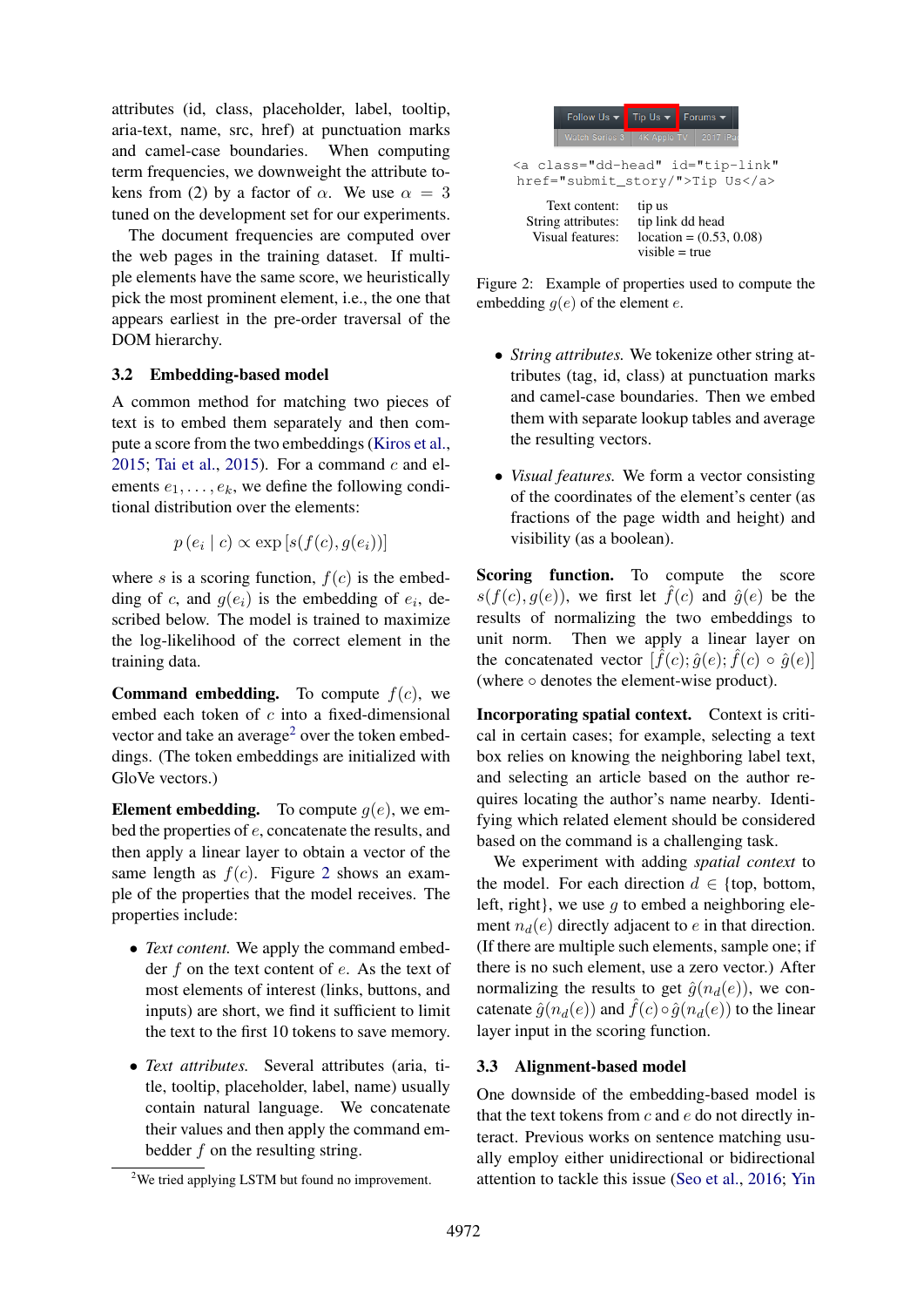attributes (id, class, placeholder, label, tooltip, aria-text, name, src, href) at punctuation marks and camel-case boundaries. When computing term frequencies, we downweight the attribute tokens from (2) by a factor of $\alpha$. We use $\alpha = 3$ tuned on the development set for our experiments.

The document frequencies are computed over the web pages in the training dataset. If multiple elements have the same score, we heuristically pick the most prominent element, i.e., the one that appears earliest in the pre-order traversal of the DOM hierarchy.

### 3.2 Embedding-based model

A common method for matching two pieces of text is to embed them separately and then compute a score from the two embeddings (Kiros et al., 2015; Tai et al., 2015). For a command $c$ and elements $e_1, \ldots, e_k$, we define the following conditional distribution over the elements:

$$p\,(e_i \mid c) \propto \exp\left[s(f(c), g(e_i))\right]$$

where $s$ is a scoring function, $f(c)$ is the embedding of $c$, and $g(e_i)$ is the embedding of $e_i$, described below. The model is trained to maximize the log-likelihood of the correct element in the training data.

**Command embedding.** To compute $f(c)$, we embed each token of $c$ into a fixed-dimensional vector and take an average[2] over the token embeddings. (The token embeddings are initialized with GloVe vectors.)

**Element embedding.** To compute $g(e)$, we embed the properties of $e$, concatenate the results, and then apply a linear layer to obtain a vector of the same length as $f(c)$. Figure 2 shows an example of the properties that the model receives. The properties include:

- *Text content.* We apply the command embedder $f$ on the text content of $e$. As the text of most elements of interest (links, buttons, and inputs) are short, we find it sufficient to limit the text to the first 10 tokens to save memory.

- *Text attributes.* Several attributes (aria, title, tooltip, placeholder, label, name) usually contain natural language. We concatenate their values and then apply the command embedder $f$ on the resulting string.

[2]We tried applying LSTM but found no improvement.

Follow Us ▾ | Tip Us ▾ | Forums ▾
Watch Series 3 | 4K Apple TV | 2017 iPa

```
<a class="dd-head" id="tip-link"
 href="submit_story/">Tip Us</a>
```

| | |
|---|---|
| Text content: | tip us |
| String attributes: | tip link dd head |
| Visual features: | location = (0.53, 0.08) |
| | visible = true |

Figure 2: Example of properties used to compute the embedding $g(e)$ of the element $e$.

- *String attributes.* We tokenize other string attributes (tag, id, class) at punctuation marks and camel-case boundaries. Then we embed them with separate lookup tables and average the resulting vectors.

- *Visual features.* We form a vector consisting of the coordinates of the element's center (as fractions of the page width and height) and visibility (as a boolean).

**Scoring function.** To compute the score $s(f(c), g(e))$, we first let $\hat{f}(c)$ and $\hat{g}(e)$ be the results of normalizing the two embeddings to unit norm. Then we apply a linear layer on the concatenated vector $[\hat{f}(c); \hat{g}(e); \hat{f}(c) \circ \hat{g}(e)]$ (where $\circ$ denotes the element-wise product).

**Incorporating spatial context.** Context is critical in certain cases; for example, selecting a text box relies on knowing the neighboring label text, and selecting an article based on the author requires locating the author's name nearby. Identifying which related element should be considered based on the command is a challenging task.

We experiment with adding *spatial context* to the model. For each direction $d \in$ {top, bottom, left, right}, we use $g$ to embed a neighboring element $n_d(e)$ directly adjacent to $e$ in that direction. (If there are multiple such elements, sample one; if there is no such element, use a zero vector.) After normalizing the results to get $\hat{g}(n_d(e))$, we concatenate $\hat{g}(n_d(e))$ and $\hat{f}(c) \circ \hat{g}(n_d(e))$ to the linear layer input in the scoring function.

### 3.3 Alignment-based model

One downside of the embedding-based model is that the text tokens from $c$ and $e$ do not directly interact. Previous works on sentence matching usually employ either unidirectional or bidirectional attention to tackle this issue (Seo et al., 2016; Yin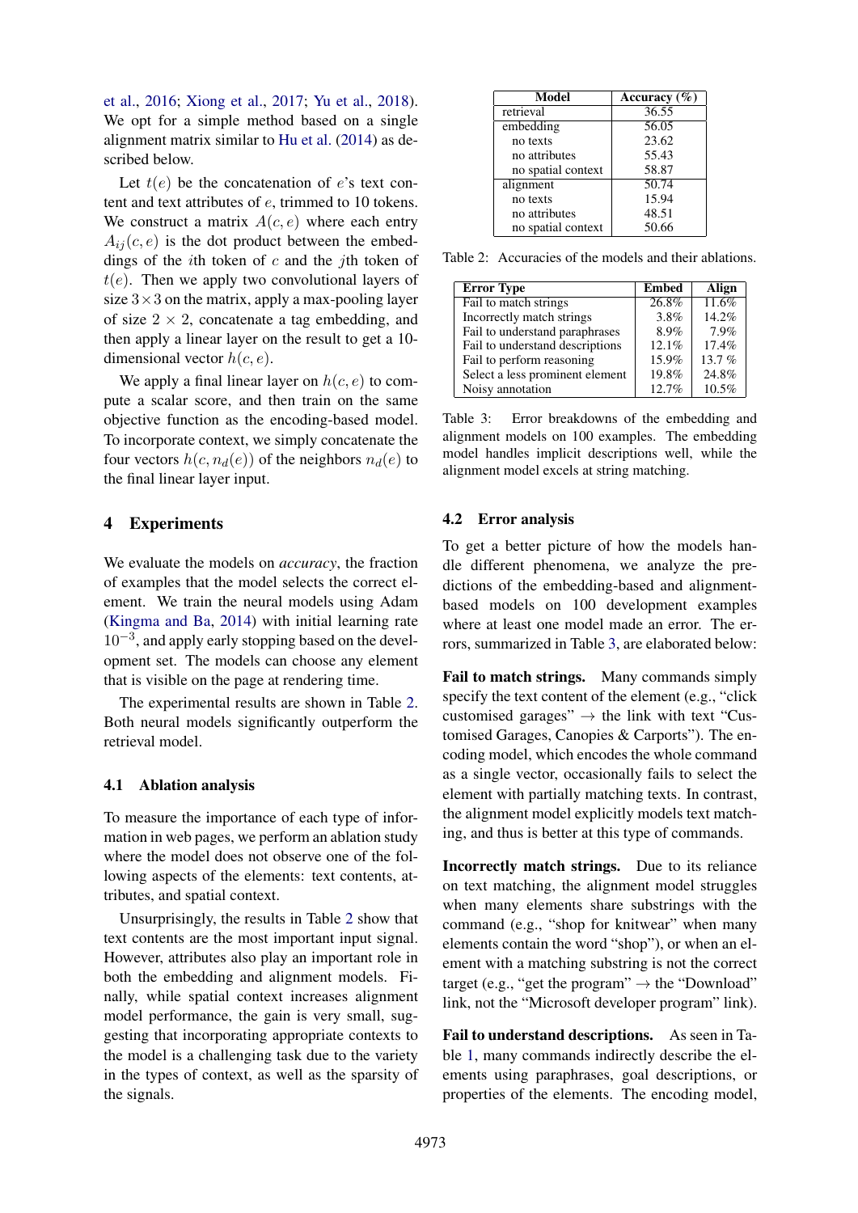et al., 2016; Xiong et al., 2017; Yu et al., 2018). We opt for a simple method based on a single alignment matrix similar to Hu et al. (2014) as described below.

Let $t(e)$ be the concatenation of $e$'s text content and text attributes of $e$, trimmed to 10 tokens. We construct a matrix $A(c, e)$ where each entry $A_{ij}(c, e)$ is the dot product between the embeddings of the $i$th token of $c$ and the $j$th token of $t(e)$. Then we apply two convolutional layers of size $3 \times 3$ on the matrix, apply a max-pooling layer of size $2 \times 2$, concatenate a tag embedding, and then apply a linear layer on the result to get a 10-dimensional vector $h(c, e)$.

We apply a final linear layer on $h(c, e)$ to compute a scalar score, and then train on the same objective function as the encoding-based model. To incorporate context, we simply concatenate the four vectors $h(c, n_d(e))$ of the neighbors $n_d(e)$ to the final linear layer input.

## 4 Experiments

We evaluate the models on *accuracy*, the fraction of examples that the model selects the correct element. We train the neural models using Adam (Kingma and Ba, 2014) with initial learning rate $10^{-3}$, and apply early stopping based on the development set. The models can choose any element that is visible on the page at rendering time.

The experimental results are shown in Table 2. Both neural models significantly outperform the retrieval model.

### 4.1 Ablation analysis

To measure the importance of each type of information in web pages, we perform an ablation study where the model does not observe one of the following aspects of the elements: text contents, attributes, and spatial context.

Unsurprisingly, the results in Table 2 show that text contents are the most important input signal. However, attributes also play an important role in both the embedding and alignment models. Finally, while spatial context increases alignment model performance, the gain is very small, suggesting that incorporating appropriate contexts to the model is a challenging task due to the variety in the types of context, as well as the sparsity of the signals.

| Model | Accuracy (%) |
|---|---|
| retrieval | 36.55 |
| embedding | 56.05 |
| no texts | 23.62 |
| no attributes | 55.43 |
| no spatial context | 58.87 |
| alignment | 50.74 |
| no texts | 15.94 |
| no attributes | 48.51 |
| no spatial context | 50.66 |

Table 2: Accuracies of the models and their ablations.

| Error Type | Embed | Align |
|---|---|---|
| Fail to match strings | 26.8% | 11.6% |
| Incorrectly match strings | 3.8% | 14.2% |
| Fail to understand paraphrases | 8.9% | 7.9% |
| Fail to understand descriptions | 12.1% | 17.4% |
| Fail to perform reasoning | 15.9% | 13.7 % |
| Select a less prominent element | 19.8% | 24.8% |
| Noisy annotation | 12.7% | 10.5% |

Table 3: Error breakdowns of the embedding and alignment models on 100 examples. The embedding model handles implicit descriptions well, while the alignment model excels at string matching.

### 4.2 Error analysis

To get a better picture of how the models handle different phenomena, we analyze the predictions of the embedding-based and alignment-based models on 100 development examples where at least one model made an error. The errors, summarized in Table 3, are elaborated below:

**Fail to match strings.** Many commands simply specify the text content of the element (e.g., "click customised garages" → the link with text "Customised Garages, Canopies & Carports"). The encoding model, which encodes the whole command as a single vector, occasionally fails to select the element with partially matching texts. In contrast, the alignment model explicitly models text matching, and thus is better at this type of commands.

**Incorrectly match strings.** Due to its reliance on text matching, the alignment model struggles when many elements share substrings with the command (e.g., "shop for knitwear" when many elements contain the word "shop"), or when an element with a matching substring is not the correct target (e.g., "get the program" → the "Download" link, not the "Microsoft developer program" link).

**Fail to understand descriptions.** As seen in Table 1, many commands indirectly describe the elements using paraphrases, goal descriptions, or properties of the elements. The encoding model,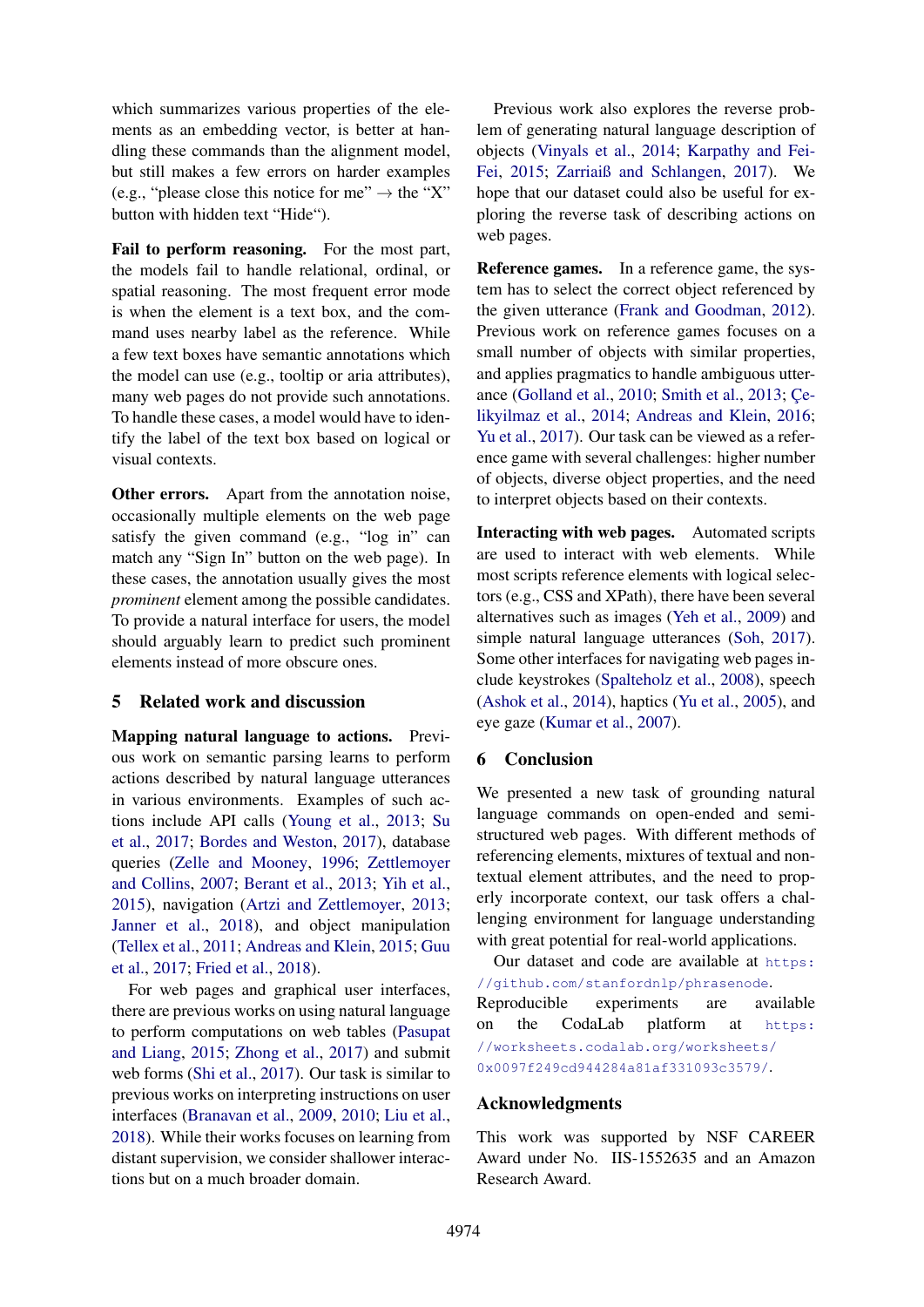which summarizes various properties of the elements as an embedding vector, is better at handling these commands than the alignment model, but still makes a few errors on harder examples (e.g., "please close this notice for me" → the "X" button with hidden text "Hide").

**Fail to perform reasoning.** For the most part, the models fail to handle relational, ordinal, or spatial reasoning. The most frequent error mode is when the element is a text box, and the command uses nearby label as the reference. While a few text boxes have semantic annotations which the model can use (e.g., tooltip or aria attributes), many web pages do not provide such annotations. To handle these cases, a model would have to identify the label of the text box based on logical or visual contexts.

**Other errors.** Apart from the annotation noise, occasionally multiple elements on the web page satisfy the given command (e.g., "log in" can match any "Sign In" button on the web page). In these cases, the annotation usually gives the most *prominent* element among the possible candidates. To provide a natural interface for users, the model should arguably learn to predict such prominent elements instead of more obscure ones.

## 5 Related work and discussion

**Mapping natural language to actions.** Previous work on semantic parsing learns to perform actions described by natural language utterances in various environments. Examples of such actions include API calls (Young et al., 2013; Su et al., 2017; Bordes and Weston, 2017), database queries (Zelle and Mooney, 1996; Zettlemoyer and Collins, 2007; Berant et al., 2013; Yih et al., 2015), navigation (Artzi and Zettlemoyer, 2013; Janner et al., 2018), and object manipulation (Tellex et al., 2011; Andreas and Klein, 2015; Guu et al., 2017; Fried et al., 2018).

For web pages and graphical user interfaces, there are previous works on using natural language to perform computations on web tables (Pasupat and Liang, 2015; Zhong et al., 2017) and submit web forms (Shi et al., 2017). Our task is similar to previous works on interpreting instructions on user interfaces (Branavan et al., 2009, 2010; Liu et al., 2018). While their works focuses on learning from distant supervision, we consider shallower interactions but on a much broader domain.

Previous work also explores the reverse problem of generating natural language description of objects (Vinyals et al., 2014; Karpathy and Fei-Fei, 2015; Zarrieß and Schlangen, 2017). We hope that our dataset could also be useful for exploring the reverse task of describing actions on web pages.

**Reference games.** In a reference game, the system has to select the correct object referenced by the given utterance (Frank and Goodman, 2012). Previous work on reference games focuses on a small number of objects with similar properties, and applies pragmatics to handle ambiguous utterance (Golland et al., 2010; Smith et al., 2013; Çelikyilmaz et al., 2014; Andreas and Klein, 2016; Yu et al., 2017). Our task can be viewed as a reference game with several challenges: higher number of objects, diverse object properties, and the need to interpret objects based on their contexts.

**Interacting with web pages.** Automated scripts are used to interact with web elements. While most scripts reference elements with logical selectors (e.g., CSS and XPath), there have been several alternatives such as images (Yeh et al., 2009) and simple natural language utterances (Soh, 2017). Some other interfaces for navigating web pages include keystrokes (Spalteholz et al., 2008), speech (Ashok et al., 2014), haptics (Yu et al., 2005), and eye gaze (Kumar et al., 2007).

## 6 Conclusion

We presented a new task of grounding natural language commands on open-ended and semi-structured web pages. With different methods of referencing elements, mixtures of textual and non-textual element attributes, and the need to properly incorporate context, our task offers a challenging environment for language understanding with great potential for real-world applications.

Our dataset and code are available at https://github.com/stanfordnlp/phrasenode. Reproducible experiments are available on the CodaLab platform at https://worksheets.codalab.org/worksheets/0x0097f249cd944284a81af331093c3579/.

## Acknowledgments

This work was supported by NSF CAREER Award under No. IIS-1552635 and an Amazon Research Award.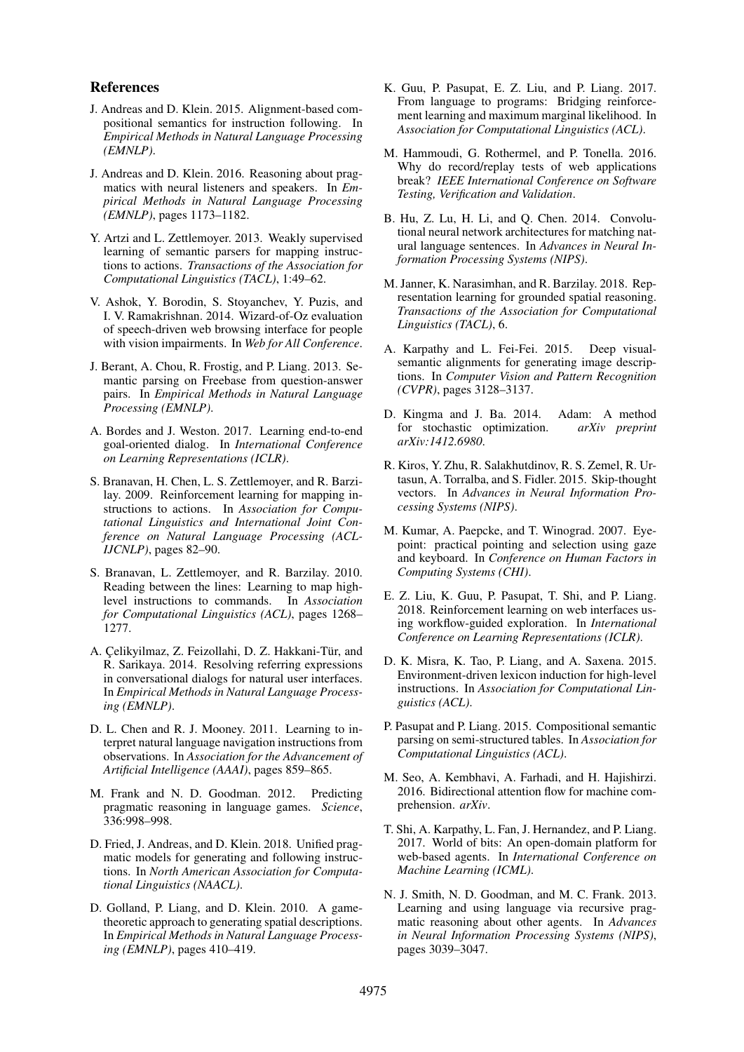## References

J. Andreas and D. Klein. 2015. Alignment-based compositional semantics for instruction following. In *Empirical Methods in Natural Language Processing (EMNLP)*.

J. Andreas and D. Klein. 2016. Reasoning about pragmatics with neural listeners and speakers. In *Empirical Methods in Natural Language Processing (EMNLP)*, pages 1173–1182.

Y. Artzi and L. Zettlemoyer. 2013. Weakly supervised learning of semantic parsers for mapping instructions to actions. *Transactions of the Association for Computational Linguistics (TACL)*, 1:49–62.

V. Ashok, Y. Borodin, S. Stoyanchev, Y. Puzis, and I. V. Ramakrishnan. 2014. Wizard-of-Oz evaluation of speech-driven web browsing interface for people with vision impairments. In *Web for All Conference*.

J. Berant, A. Chou, R. Frostig, and P. Liang. 2013. Semantic parsing on Freebase from question-answer pairs. In *Empirical Methods in Natural Language Processing (EMNLP)*.

A. Bordes and J. Weston. 2017. Learning end-to-end goal-oriented dialog. In *International Conference on Learning Representations (ICLR)*.

S. Branavan, H. Chen, L. S. Zettlemoyer, and R. Barzilay. 2009. Reinforcement learning for mapping instructions to actions. In *Association for Computational Linguistics and International Joint Conference on Natural Language Processing (ACL-IJCNLP)*, pages 82–90.

S. Branavan, L. Zettlemoyer, and R. Barzilay. 2010. Reading between the lines: Learning to map high-level instructions to commands. In *Association for Computational Linguistics (ACL)*, pages 1268–1277.

A. Çelikyilmaz, Z. Feizollahi, D. Z. Hakkani-Tür, and R. Sarikaya. 2014. Resolving referring expressions in conversational dialogs for natural user interfaces. In *Empirical Methods in Natural Language Processing (EMNLP)*.

D. L. Chen and R. J. Mooney. 2011. Learning to interpret natural language navigation instructions from observations. In *Association for the Advancement of Artificial Intelligence (AAAI)*, pages 859–865.

M. Frank and N. D. Goodman. 2012. Predicting pragmatic reasoning in language games. *Science*, 336:998–998.

D. Fried, J. Andreas, and D. Klein. 2018. Unified pragmatic models for generating and following instructions. In *North American Association for Computational Linguistics (NAACL)*.

D. Golland, P. Liang, and D. Klein. 2010. A game-theoretic approach to generating spatial descriptions. In *Empirical Methods in Natural Language Processing (EMNLP)*, pages 410–419.

K. Guu, P. Pasupat, E. Z. Liu, and P. Liang. 2017. From language to programs: Bridging reinforcement learning and maximum marginal likelihood. In *Association for Computational Linguistics (ACL)*.

M. Hammoudi, G. Rothermel, and P. Tonella. 2016. Why do record/replay tests of web applications break? *IEEE International Conference on Software Testing, Verification and Validation*.

B. Hu, Z. Lu, H. Li, and Q. Chen. 2014. Convolutional neural network architectures for matching natural language sentences. In *Advances in Neural Information Processing Systems (NIPS)*.

M. Janner, K. Narasimhan, and R. Barzilay. 2018. Representation learning for grounded spatial reasoning. *Transactions of the Association for Computational Linguistics (TACL)*, 6.

A. Karpathy and L. Fei-Fei. 2015. Deep visual-semantic alignments for generating image descriptions. In *Computer Vision and Pattern Recognition (CVPR)*, pages 3128–3137.

D. Kingma and J. Ba. 2014. Adam: A method for stochastic optimization. *arXiv preprint arXiv:1412.6980*.

R. Kiros, Y. Zhu, R. Salakhutdinov, R. S. Zemel, R. Urtasun, A. Torralba, and S. Fidler. 2015. Skip-thought vectors. In *Advances in Neural Information Processing Systems (NIPS)*.

M. Kumar, A. Paepcke, and T. Winograd. 2007. Eyepoint: practical pointing and selection using gaze and keyboard. In *Conference on Human Factors in Computing Systems (CHI)*.

E. Z. Liu, K. Guu, P. Pasupat, T. Shi, and P. Liang. 2018. Reinforcement learning on web interfaces using workflow-guided exploration. In *International Conference on Learning Representations (ICLR)*.

D. K. Misra, K. Tao, P. Liang, and A. Saxena. 2015. Environment-driven lexicon induction for high-level instructions. In *Association for Computational Linguistics (ACL)*.

P. Pasupat and P. Liang. 2015. Compositional semantic parsing on semi-structured tables. In *Association for Computational Linguistics (ACL)*.

M. Seo, A. Kembhavi, A. Farhadi, and H. Hajishirzi. 2016. Bidirectional attention flow for machine comprehension. *arXiv*.

T. Shi, A. Karpathy, L. Fan, J. Hernandez, and P. Liang. 2017. World of bits: An open-domain platform for web-based agents. In *International Conference on Machine Learning (ICML)*.

N. J. Smith, N. D. Goodman, and M. C. Frank. 2013. Learning and using language via recursive pragmatic reasoning about other agents. In *Advances in Neural Information Processing Systems (NIPS)*, pages 3039–3047.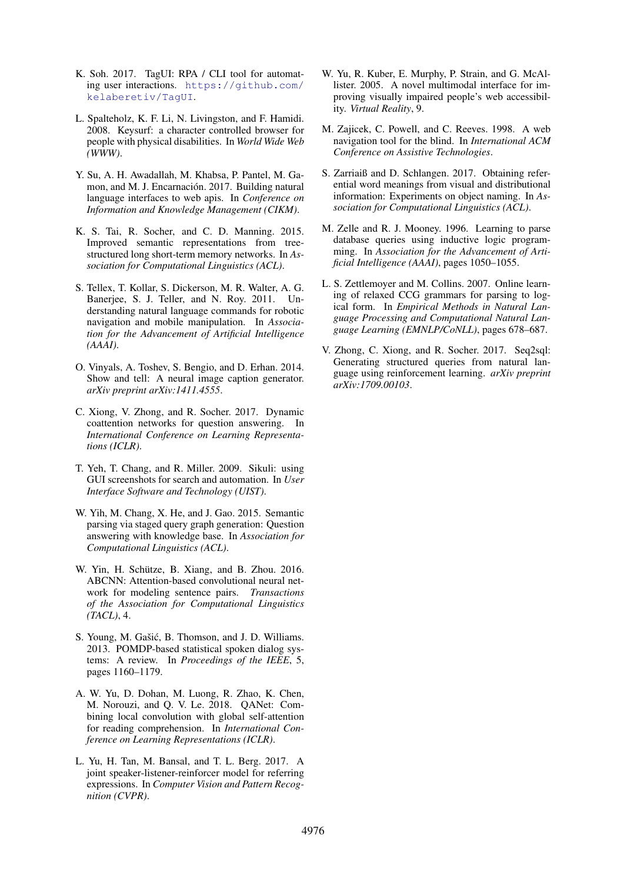K. Soh. 2017. TagUI: RPA / CLI tool for automating user interactions. https://github.com/kelaberetiv/TagUI.

L. Spalteholz, K. F. Li, N. Livingston, and F. Hamidi. 2008. Keysurf: a character controlled browser for people with physical disabilities. In *World Wide Web (WWW)*.

Y. Su, A. H. Awadallah, M. Khabsa, P. Pantel, M. Gamon, and M. J. Encarnación. 2017. Building natural language interfaces to web apis. In *Conference on Information and Knowledge Management (CIKM)*.

K. S. Tai, R. Socher, and C. D. Manning. 2015. Improved semantic representations from tree-structured long short-term memory networks. In *Association for Computational Linguistics (ACL)*.

S. Tellex, T. Kollar, S. Dickerson, M. R. Walter, A. G. Banerjee, S. J. Teller, and N. Roy. 2011. Understanding natural language commands for robotic navigation and mobile manipulation. In *Association for the Advancement of Artificial Intelligence (AAAI)*.

O. Vinyals, A. Toshev, S. Bengio, and D. Erhan. 2014. Show and tell: A neural image caption generator. *arXiv preprint arXiv:1411.4555*.

C. Xiong, V. Zhong, and R. Socher. 2017. Dynamic coattention networks for question answering. In *International Conference on Learning Representations (ICLR)*.

T. Yeh, T. Chang, and R. Miller. 2009. Sikuli: using GUI screenshots for search and automation. In *User Interface Software and Technology (UIST)*.

W. Yih, M. Chang, X. He, and J. Gao. 2015. Semantic parsing via staged query graph generation: Question answering with knowledge base. In *Association for Computational Linguistics (ACL)*.

W. Yin, H. Schütze, B. Xiang, and B. Zhou. 2016. ABCNN: Attention-based convolutional neural network for modeling sentence pairs. *Transactions of the Association for Computational Linguistics (TACL)*, 4.

S. Young, M. Gašić, B. Thomson, and J. D. Williams. 2013. POMDP-based statistical spoken dialog systems: A review. In *Proceedings of the IEEE*, 5, pages 1160–1179.

A. W. Yu, D. Dohan, M. Luong, R. Zhao, K. Chen, M. Norouzi, and Q. V. Le. 2018. QANet: Combining local convolution with global self-attention for reading comprehension. In *International Conference on Learning Representations (ICLR)*.

L. Yu, H. Tan, M. Bansal, and T. L. Berg. 2017. A joint speaker-listener-reinforcer model for referring expressions. In *Computer Vision and Pattern Recognition (CVPR)*.

W. Yu, R. Kuber, E. Murphy, P. Strain, and G. McAllister. 2005. A novel multimodal interface for improving visually impaired people's web accessibility. *Virtual Reality*, 9.

M. Zajicek, C. Powell, and C. Reeves. 1998. A web navigation tool for the blind. In *International ACM Conference on Assistive Technologies*.

S. Zarrieß and D. Schlangen. 2017. Obtaining referential word meanings from visual and distributional information: Experiments on object naming. In *Association for Computational Linguistics (ACL)*.

M. Zelle and R. J. Mooney. 1996. Learning to parse database queries using inductive logic programming. In *Association for the Advancement of Artificial Intelligence (AAAI)*, pages 1050–1055.

L. S. Zettlemoyer and M. Collins. 2007. Online learning of relaxed CCG grammars for parsing to logical form. In *Empirical Methods in Natural Language Processing and Computational Natural Language Learning (EMNLP/CoNLL)*, pages 678–687.

V. Zhong, C. Xiong, and R. Socher. 2017. Seq2sql: Generating structured queries from natural language using reinforcement learning. *arXiv preprint arXiv:1709.00103*.